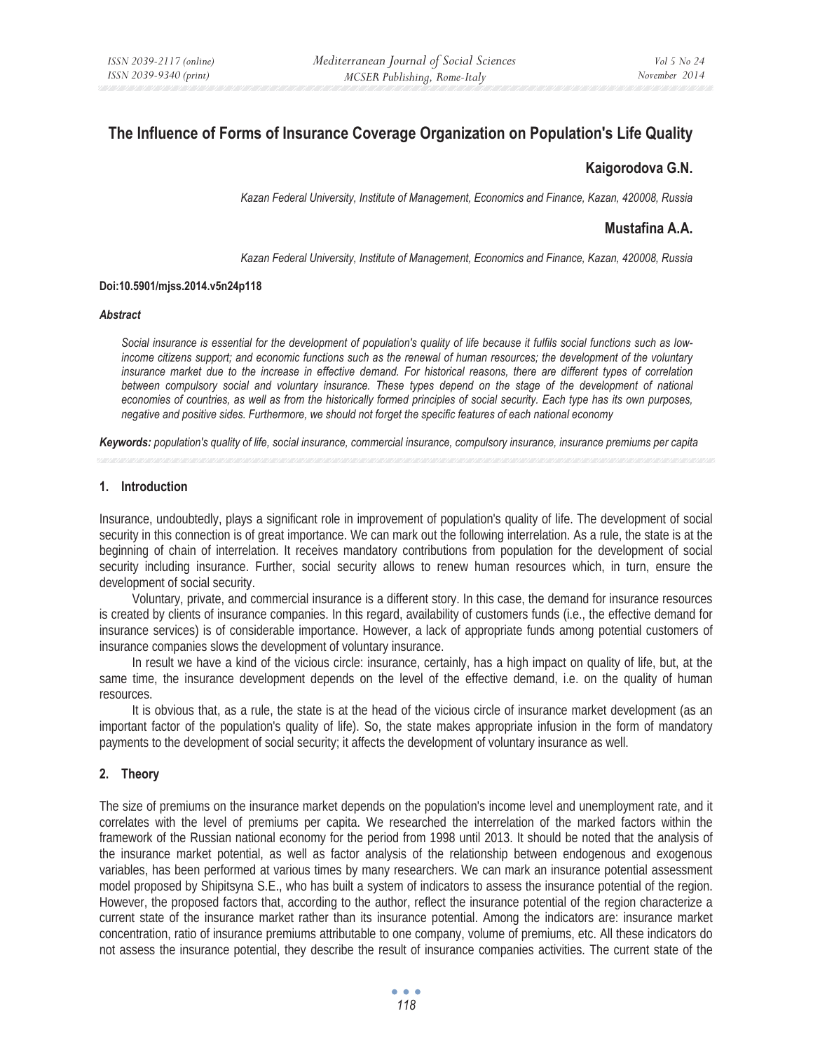# The Influence of Forms of Insurance Coverage Organization on Population's Life Quality

**Kaigorodova G.N.**

*Kazan Federal University, Institute of Management, Economics and Finance, Kazan, 420008, Russia*

**Mustafina A.A.**

*Kazan Federal University, Institute of Management, Economics and Finance, Kazan, 420008, Russia*

**Doi:10.5901/mjss.2014.v5n24p118**

***Abstract***

*Social insurance is essential for the development of population's quality of life because it fulfils social functions such as low-income citizens support; and economic functions such as the renewal of human resources; the development of the voluntary insurance market due to the increase in effective demand. For historical reasons, there are different types of correlation between compulsory social and voluntary insurance. These types depend on the stage of the development of national economies of countries, as well as from the historically formed principles of social security. Each type has its own purposes, negative and positive sides. Furthermore, we should not forget the specific features of each national economy*

***Keywords:*** *population's quality of life, social insurance, commercial insurance, compulsory insurance, insurance premiums per capita*

## 1. Introduction

Insurance, undoubtedly, plays a significant role in improvement of population's quality of life. The development of social security in this connection is of great importance. We can mark out the following interrelation. As a rule, the state is at the beginning of chain of interrelation. It receives mandatory contributions from population for the development of social security including insurance. Further, social security allows to renew human resources which, in turn, ensure the development of social security.

Voluntary, private, and commercial insurance is a different story. In this case, the demand for insurance resources is created by clients of insurance companies. In this regard, availability of customers funds (i.e., the effective demand for insurance services) is of considerable importance. However, a lack of appropriate funds among potential customers of insurance companies slows the development of voluntary insurance.

In result we have a kind of the vicious circle: insurance, certainly, has a high impact on quality of life, but, at the same time, the insurance development depends on the level of the effective demand, i.e. on the quality of human resources.

It is obvious that, as a rule, the state is at the head of the vicious circle of insurance market development (as an important factor of the population's quality of life). So, the state makes appropriate infusion in the form of mandatory payments to the development of social security; it affects the development of voluntary insurance as well.

## 2. Theory

The size of premiums on the insurance market depends on the population's income level and unemployment rate, and it correlates with the level of premiums per capita. We researched the interrelation of the marked factors within the framework of the Russian national economy for the period from 1998 until 2013. It should be noted that the analysis of the insurance market potential, as well as factor analysis of the relationship between endogenous and exogenous variables, has been performed at various times by many researchers. We can mark an insurance potential assessment model proposed by Shipitsyna S.E., who has built a system of indicators to assess the insurance potential of the region. However, the proposed factors that, according to the author, reflect the insurance potential of the region characterize a current state of the insurance market rather than its insurance potential. Among the indicators are: insurance market concentration, ratio of insurance premiums attributable to one company, volume of premiums, etc. All these indicators do not assess the insurance potential, they describe the result of insurance companies activities. The current state of the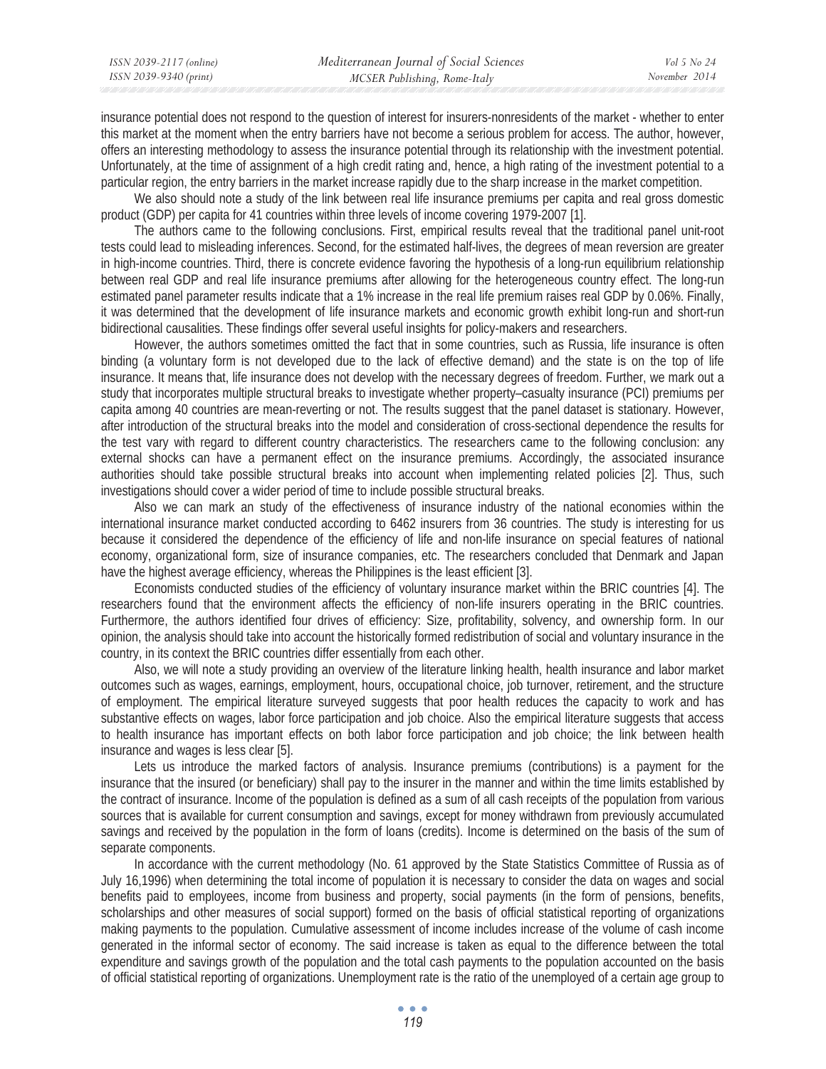insurance potential does not respond to the question of interest for insurers-nonresidents of the market - whether to enter this market at the moment when the entry barriers have not become a serious problem for access. The author, however, offers an interesting methodology to assess the insurance potential through its relationship with the investment potential. Unfortunately, at the time of assignment of a high credit rating and, hence, a high rating of the investment potential to a particular region, the entry barriers in the market increase rapidly due to the sharp increase in the market competition.

We also should note a study of the link between real life insurance premiums per capita and real gross domestic product (GDP) per capita for 41 countries within three levels of income covering 1979-2007 [1].

The authors came to the following conclusions. First, empirical results reveal that the traditional panel unit-root tests could lead to misleading inferences. Second, for the estimated half-lives, the degrees of mean reversion are greater in high-income countries. Third, there is concrete evidence favoring the hypothesis of a long-run equilibrium relationship between real GDP and real life insurance premiums after allowing for the heterogeneous country effect. The long-run estimated panel parameter results indicate that a 1% increase in the real life premium raises real GDP by 0.06%. Finally, it was determined that the development of life insurance markets and economic growth exhibit long-run and short-run bidirectional causalities. These findings offer several useful insights for policy-makers and researchers.

However, the authors sometimes omitted the fact that in some countries, such as Russia, life insurance is often binding (a voluntary form is not developed due to the lack of effective demand) and the state is on the top of life insurance. It means that, life insurance does not develop with the necessary degrees of freedom. Further, we mark out a study that incorporates multiple structural breaks to investigate whether property–casualty insurance (PCI) premiums per capita among 40 countries are mean-reverting or not. The results suggest that the panel dataset is stationary. However, after introduction of the structural breaks into the model and consideration of cross-sectional dependence the results for the test vary with regard to different country characteristics. The researchers came to the following conclusion: any external shocks can have a permanent effect on the insurance premiums. Accordingly, the associated insurance authorities should take possible structural breaks into account when implementing related policies [2]. Thus, such investigations should cover a wider period of time to include possible structural breaks.

Also we can mark an study of the effectiveness of insurance industry of the national economies within the international insurance market conducted according to 6462 insurers from 36 countries. The study is interesting for us because it considered the dependence of the efficiency of life and non-life insurance on special features of national economy, organizational form, size of insurance companies, etc. The researchers concluded that Denmark and Japan have the highest average efficiency, whereas the Philippines is the least efficient [3].

Economists conducted studies of the efficiency of voluntary insurance market within the BRIC countries [4]. The researchers found that the environment affects the efficiency of non-life insurers operating in the BRIC countries. Furthermore, the authors identified four drives of efficiency: Size, profitability, solvency, and ownership form. In our opinion, the analysis should take into account the historically formed redistribution of social and voluntary insurance in the country, in its context the BRIC countries differ essentially from each other.

Also, we will note a study providing an overview of the literature linking health, health insurance and labor market outcomes such as wages, earnings, employment, hours, occupational choice, job turnover, retirement, and the structure of employment. The empirical literature surveyed suggests that poor health reduces the capacity to work and has substantive effects on wages, labor force participation and job choice. Also the empirical literature suggests that access to health insurance has important effects on both labor force participation and job choice; the link between health insurance and wages is less clear [5].

Lets us introduce the marked factors of analysis. Insurance premiums (contributions) is a payment for the insurance that the insured (or beneficiary) shall pay to the insurer in the manner and within the time limits established by the contract of insurance. Income of the population is defined as a sum of all cash receipts of the population from various sources that is available for current consumption and savings, except for money withdrawn from previously accumulated savings and received by the population in the form of loans (credits). Income is determined on the basis of the sum of separate components.

In accordance with the current methodology (No. 61 approved by the State Statistics Committee of Russia as of July 16,1996) when determining the total income of population it is necessary to consider the data on wages and social benefits paid to employees, income from business and property, social payments (in the form of pensions, benefits, scholarships and other measures of social support) formed on the basis of official statistical reporting of organizations making payments to the population. Cumulative assessment of income includes increase of the volume of cash income generated in the informal sector of economy. The said increase is taken as equal to the difference between the total expenditure and savings growth of the population and the total cash payments to the population accounted on the basis of official statistical reporting of organizations. Unemployment rate is the ratio of the unemployed of a certain age group to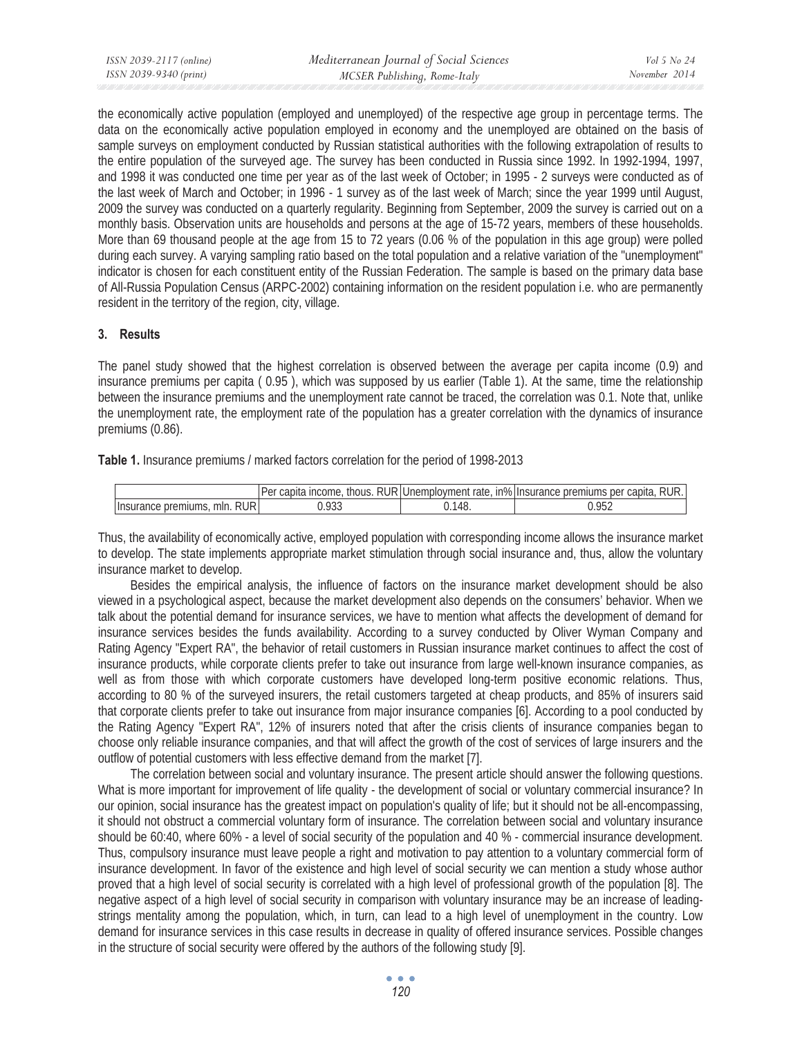the economically active population (employed and unemployed) of the respective age group in percentage terms. The data on the economically active population employed in economy and the unemployed are obtained on the basis of sample surveys on employment conducted by Russian statistical authorities with the following extrapolation of results to the entire population of the surveyed age. The survey has been conducted in Russia since 1992. In 1992-1994, 1997, and 1998 it was conducted one time per year as of the last week of October; in 1995 - 2 surveys were conducted as of the last week of March and October; in 1996 - 1 survey as of the last week of March; since the year 1999 until August, 2009 the survey was conducted on a quarterly regularity. Beginning from September, 2009 the survey is carried out on a monthly basis. Observation units are households and persons at the age of 15-72 years, members of these households. More than 69 thousand people at the age from 15 to 72 years (0.06 % of the population in this age group) were polled during each survey. A varying sampling ratio based on the total population and a relative variation of the "unemployment" indicator is chosen for each constituent entity of the Russian Federation. The sample is based on the primary data base of All-Russia Population Census (ARPC-2002) containing information on the resident population i.e. who are permanently resident in the territory of the region, city, village.

## 3. Results

The panel study showed that the highest correlation is observed between the average per capita income (0.9) and insurance premiums per capita ( 0.95 ), which was supposed by us earlier (Table 1). At the same, time the relationship between the insurance premiums and the unemployment rate cannot be traced, the correlation was 0.1. Note that, unlike the unemployment rate, the employment rate of the population has a greater correlation with the dynamics of insurance premiums (0.86).

**Table 1.** Insurance premiums / marked factors correlation for the period of 1998-2013

| | Per capita income, thous. RUR | Unemployment rate, in% | Insurance premiums per capita, RUR. |
|---|---|---|---|
| Insurance premiums, mln. RUR | 0.933 | 0.148. | 0.952 |

Thus, the availability of economically active, employed population with corresponding income allows the insurance market to develop. The state implements appropriate market stimulation through social insurance and, thus, allow the voluntary insurance market to develop.

Besides the empirical analysis, the influence of factors on the insurance market development should be also viewed in a psychological aspect, because the market development also depends on the consumers' behavior. When we talk about the potential demand for insurance services, we have to mention what affects the development of demand for insurance services besides the funds availability. According to a survey conducted by Oliver Wyman Company and Rating Agency "Expert RA", the behavior of retail customers in Russian insurance market continues to affect the cost of insurance products, while corporate clients prefer to take out insurance from large well-known insurance companies, as well as from those with which corporate customers have developed long-term positive economic relations. Thus, according to 80 % of the surveyed insurers, the retail customers targeted at cheap products, and 85% of insurers said that corporate clients prefer to take out insurance from major insurance companies [6]. According to a pool conducted by the Rating Agency "Expert RA", 12% of insurers noted that after the crisis clients of insurance companies began to choose only reliable insurance companies, and that will affect the growth of the cost of services of large insurers and the outflow of potential customers with less effective demand from the market [7].

The correlation between social and voluntary insurance. The present article should answer the following questions. What is more important for improvement of life quality - the development of social or voluntary commercial insurance? In our opinion, social insurance has the greatest impact on population's quality of life; but it should not be all-encompassing, it should not obstruct a commercial voluntary form of insurance. The correlation between social and voluntary insurance should be 60:40, where 60% - a level of social security of the population and 40 % - commercial insurance development. Thus, compulsory insurance must leave people a right and motivation to pay attention to a voluntary commercial form of insurance development. In favor of the existence and high level of social security we can mention a study whose author proved that a high level of social security is correlated with a high level of professional growth of the population [8]. The negative aspect of a high level of social security in comparison with voluntary insurance may be an increase of leading-strings mentality among the population, which, in turn, can lead to a high level of unemployment in the country. Low demand for insurance services in this case results in decrease in quality of offered insurance services. Possible changes in the structure of social security were offered by the authors of the following study [9].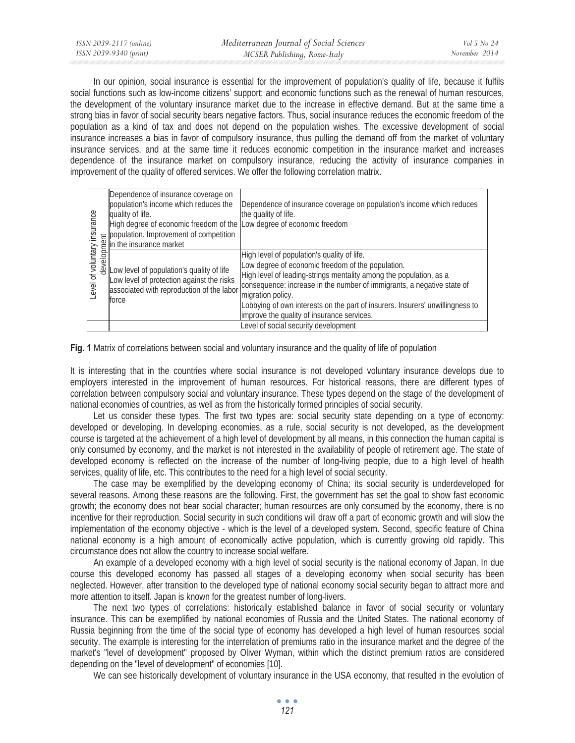In our opinion, social insurance is essential for the improvement of population's quality of life, because it fulfils social functions such as low-income citizens' support; and economic functions such as the renewal of human resources, the development of the voluntary insurance market due to the increase in effective demand. But at the same time a strong bias in favor of social security bears negative factors. Thus, social insurance reduces the economic freedom of the population as a kind of tax and does not depend on the population wishes. The excessive development of social insurance increases a bias in favor of compulsory insurance, thus pulling the demand off from the market of voluntary insurance services, and at the same time it reduces economic competition in the insurance market and increases dependence of the insurance market on compulsory insurance, reducing the activity of insurance companies in improvement of the quality of offered services. We offer the following correlation matrix.

| | | |
|---|---|---|
| Level of voluntary insurance development | Dependence of insurance coverage on population's income which reduces the quality of life.<br>High degree of economic freedom of the population. Improvement of competition in the insurance market | Dependence of insurance coverage on population's income which reduces the quality of life.<br>Low degree of economic freedom |
| | Low level of population's quality of life<br>Low level of protection against the risks associated with reproduction of the labor force | High level of population's quality of life.<br>Low degree of economic freedom of the population.<br>High level of leading-strings mentality among the population, as a consequence: increase in the number of immigrants, a negative state of migration policy.<br>Lobbying of own interests on the part of insurers. Insurers' unwillingness to improve the quality of insurance services. |
| | Level of social security development | |

**Fig. 1** Matrix of correlations between social and voluntary insurance and the quality of life of population

It is interesting that in the countries where social insurance is not developed voluntary insurance develops due to employers interested in the improvement of human resources. For historical reasons, there are different types of correlation between compulsory social and voluntary insurance. These types depend on the stage of the development of national economies of countries, as well as from the historically formed principles of social security.

Let us consider these types. The first two types are: social security state depending on a type of economy: developed or developing. In developing economies, as a rule, social security is not developed, as the development course is targeted at the achievement of a high level of development by all means, in this connection the human capital is only consumed by economy, and the market is not interested in the availability of people of retirement age. The state of developed economy is reflected on the increase of the number of long-living people, due to a high level of health services, quality of life, etc. This contributes to the need for a high level of social security.

The case may be exemplified by the developing economy of China; its social security is underdeveloped for several reasons. Among these reasons are the following. First, the government has set the goal to show fast economic growth; the economy does not bear social character; human resources are only consumed by the economy, there is no incentive for their reproduction. Social security in such conditions will draw off a part of economic growth and will slow the implementation of the economy objective - which is the level of a developed system. Second, specific feature of China national economy is a high amount of economically active population, which is currently growing old rapidly. This circumstance does not allow the country to increase social welfare.

An example of a developed economy with a high level of social security is the national economy of Japan. In due course this developed economy has passed all stages of a developing economy when social security has been neglected. However, after transition to the developed type of national economy social security began to attract more and more attention to itself. Japan is known for the greatest number of long-livers.

The next two types of correlations: historically established balance in favor of social security or voluntary insurance. This can be exemplified by national economies of Russia and the United States. The national economy of Russia beginning from the time of the social type of economy has developed a high level of human resources social security. The example is interesting for the interrelation of premiums ratio in the insurance market and the degree of the market's "level of development" proposed by Oliver Wyman, within which the distinct premium ratios are considered depending on the "level of development" of economies [10].

We can see historically development of voluntary insurance in the USA economy, that resulted in the evolution of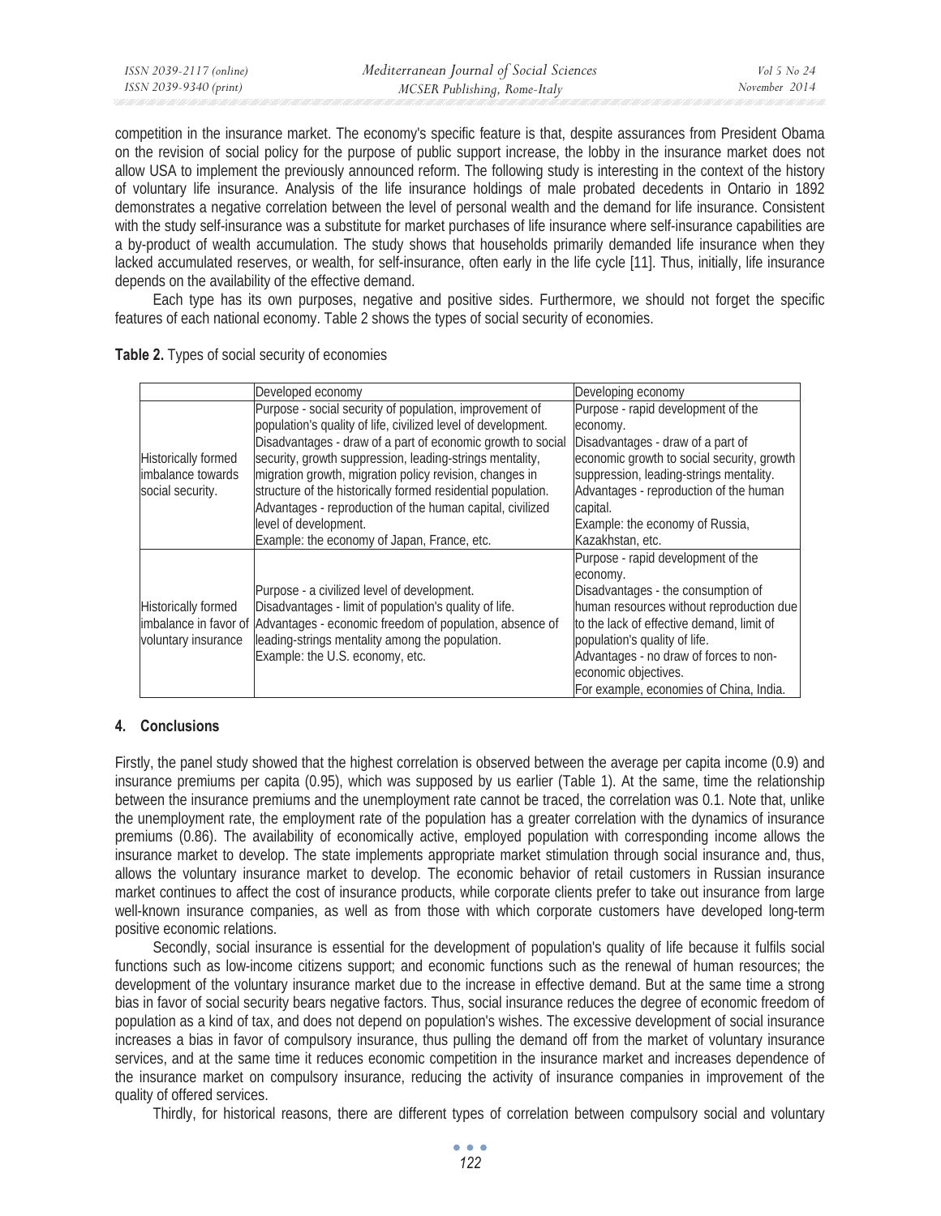competition in the insurance market. The economy's specific feature is that, despite assurances from President Obama on the revision of social policy for the purpose of public support increase, the lobby in the insurance market does not allow USA to implement the previously announced reform. The following study is interesting in the context of the history of voluntary life insurance. Analysis of the life insurance holdings of male probated decedents in Ontario in 1892 demonstrates a negative correlation between the level of personal wealth and the demand for life insurance. Consistent with the study self-insurance was a substitute for market purchases of life insurance where self-insurance capabilities are a by-product of wealth accumulation. The study shows that households primarily demanded life insurance when they lacked accumulated reserves, or wealth, for self-insurance, often early in the life cycle [11]. Thus, initially, life insurance depends on the availability of the effective demand.

Each type has its own purposes, negative and positive sides. Furthermore, we should not forget the specific features of each national economy. Table 2 shows the types of social security of economies.

**Table 2.** Types of social security of economies

| | Developed economy | Developing economy |
|---|---|---|
| Historically formed imbalance towards social security. | Purpose - social security of population, improvement of population's quality of life, civilized level of development. Disadvantages - draw of a part of economic growth to social security, growth suppression, leading-strings mentality, migration growth, migration policy revision, changes in structure of the historically formed residential population. Advantages - reproduction of the human capital, civilized level of development. Example: the economy of Japan, France, etc. | Purpose - rapid development of the economy. Disadvantages - draw of a part of economic growth to social security, growth suppression, leading-strings mentality. Advantages - reproduction of the human capital. Example: the economy of Russia, Kazakhstan, etc. |
| Historically formed imbalance in favor of voluntary insurance | Purpose - a civilized level of development. Disadvantages - limit of population's quality of life. Advantages - economic freedom of population, absence of leading-strings mentality among the population. Example: the U.S. economy, etc. | Purpose - rapid development of the economy. Disadvantages - the consumption of human resources without reproduction due to the lack of effective demand, limit of population's quality of life. Advantages - no draw of forces to non-economic objectives. For example, economies of China, India. |

## 4. Conclusions

Firstly, the panel study showed that the highest correlation is observed between the average per capita income (0.9) and insurance premiums per capita (0.95), which was supposed by us earlier (Table 1). At the same, time the relationship between the insurance premiums and the unemployment rate cannot be traced, the correlation was 0.1. Note that, unlike the unemployment rate, the employment rate of the population has a greater correlation with the dynamics of insurance premiums (0.86). The availability of economically active, employed population with corresponding income allows the insurance market to develop. The state implements appropriate market stimulation through social insurance and, thus, allows the voluntary insurance market to develop. The economic behavior of retail customers in Russian insurance market continues to affect the cost of insurance products, while corporate clients prefer to take out insurance from large well-known insurance companies, as well as from those with which corporate customers have developed long-term positive economic relations.

Secondly, social insurance is essential for the development of population's quality of life because it fulfils social functions such as low-income citizens support; and economic functions such as the renewal of human resources; the development of the voluntary insurance market due to the increase in effective demand. But at the same time a strong bias in favor of social security bears negative factors. Thus, social insurance reduces the degree of economic freedom of population as a kind of tax, and does not depend on population's wishes. The excessive development of social insurance increases a bias in favor of compulsory insurance, thus pulling the demand off from the market of voluntary insurance services, and at the same time it reduces economic competition in the insurance market and increases dependence of the insurance market on compulsory insurance, reducing the activity of insurance companies in improvement of the quality of offered services.

Thirdly, for historical reasons, there are different types of correlation between compulsory social and voluntary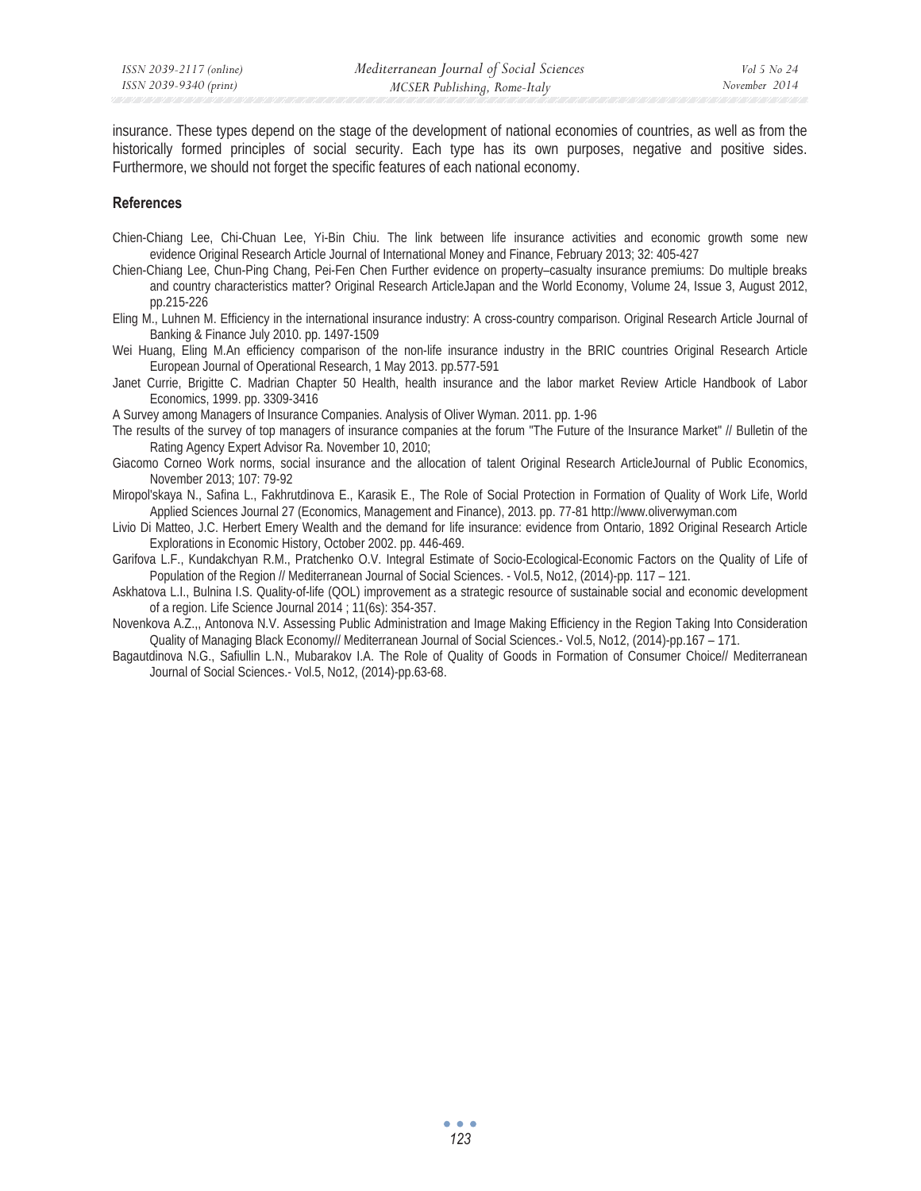insurance. These types depend on the stage of the development of national economies of countries, as well as from the historically formed principles of social security. Each type has its own purposes, negative and positive sides. Furthermore, we should not forget the specific features of each national economy.

### References

Chien-Chiang Lee, Chi-Chuan Lee, Yi-Bin Chiu. The link between life insurance activities and economic growth some new evidence Original Research Article Journal of International Money and Finance, February 2013; 32: 405-427

Chien-Chiang Lee, Chun-Ping Chang, Pei-Fen Chen Further evidence on property–casualty insurance premiums: Do multiple breaks and country characteristics matter? Original Research ArticleJapan and the World Economy, Volume 24, Issue 3, August 2012, pp.215-226

Eling M., Luhnen M. Efficiency in the international insurance industry: A cross-country comparison. Original Research Article Journal of Banking & Finance July 2010. pp. 1497-1509

Wei Huang, Eling M.An efficiency comparison of the non-life insurance industry in the BRIC countries Original Research Article European Journal of Operational Research, 1 May 2013. pp.577-591

Janet Currie, Brigitte C. Madrian Chapter 50 Health, health insurance and the labor market Review Article Handbook of Labor Economics, 1999. pp. 3309-3416

A Survey among Managers of Insurance Companies. Analysis of Oliver Wyman. 2011. pp. 1-96

The results of the survey of top managers of insurance companies at the forum "The Future of the Insurance Market" // Bulletin of the Rating Agency Expert Advisor Ra. November 10, 2010;

Giacomo Corneo Work norms, social insurance and the allocation of talent Original Research ArticleJournal of Public Economics, November 2013; 107: 79-92

Miropol'skaya N., Safina L., Fakhrutdinova E., Karasik E., The Role of Social Protection in Formation of Quality of Work Life, World Applied Sciences Journal 27 (Economics, Management and Finance), 2013. pp. 77-81 http://www.oliverwyman.com

Livio Di Matteo, J.C. Herbert Emery Wealth and the demand for life insurance: evidence from Ontario, 1892 Original Research Article Explorations in Economic History, October 2002. pp. 446-469.

Garifova L.F., Kundakchyan R.M., Pratchenko O.V. Integral Estimate of Socio-Ecological-Economic Factors on the Quality of Life of Population of the Region // Mediterranean Journal of Social Sciences. - Vol.5, No12, (2014)-pp. 117 – 121.

Askhatova L.I., Bulnina I.S. Quality-of-life (QOL) improvement as a strategic resource of sustainable social and economic development of a region. Life Science Journal 2014 ; 11(6s): 354-357.

Novenkova A.Z.,, Antonova N.V. Assessing Public Administration and Image Making Efficiency in the Region Taking Into Consideration Quality of Managing Black Economy// Mediterranean Journal of Social Sciences.- Vol.5, No12, (2014)-pp.167 – 171.

Bagautdinova N.G., Safiullin L.N., Mubarakov I.A. The Role of Quality of Goods in Formation of Consumer Choice// Mediterranean Journal of Social Sciences.- Vol.5, No12, (2014)-pp.63-68.